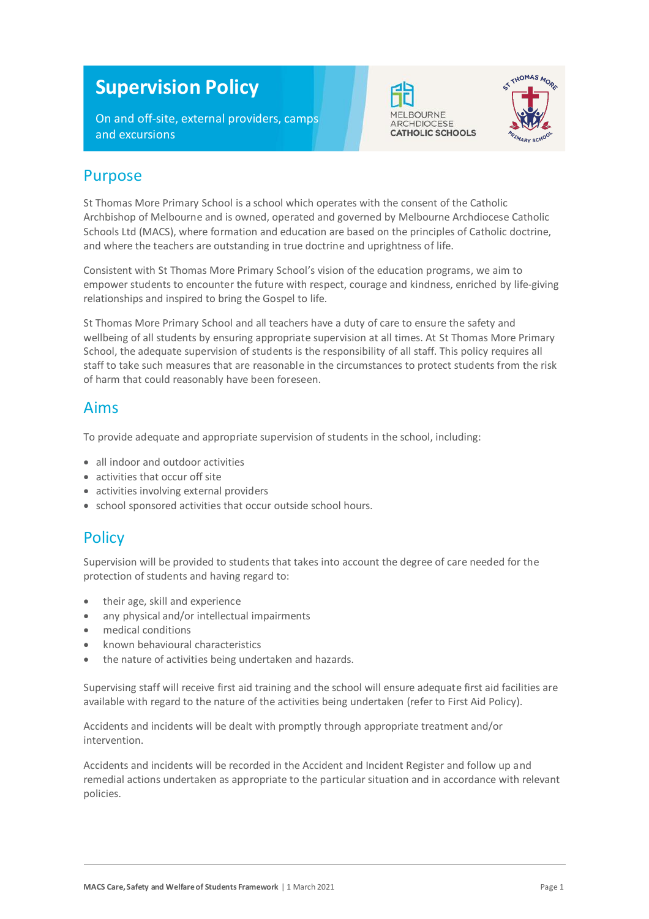# Supervision Policy

On and off-site, external providers, camps and excursions

MELBOURNE ARCHDIOCESE CATHOLIC SCHOOLS

## Purpose

St Thomas More Primary School is a school which operates with the consent of the Catholic Archbishop of Melbourne and is owned, operated and governed by Melbourne Archdiocese Catholic Schools Ltd (MACS), where formation and education are based on the principles of Catholic doctrine, and where the teachers are outstanding in true doctrine and uprightness of life.

Consistent with St Thomas More Primary School's vision of the education programs, we aim to empower students to encounter the future with respect, courage and kindness, enriched by life-giving relationships and inspired to bring the Gospel to life.

St Thomas More Primary School and all teachers have a duty of care to ensure the safety and wellbeing of all students by ensuring appropriate supervision at all times. At St Thomas More Primary School, the adequate supervision of students is the responsibility of all staff. This policy requires all staff to take such measures that are reasonable in the circumstances to protect students from the risk of harm that could reasonably have been foreseen.

## Aims

To provide adequate and appropriate supervision of students in the school, including:

- all indoor and outdoor activities
- activities that occur off site
- activities involving external providers
- school sponsored activities that occur outside school hours.

## Policy

Supervision will be provided to students that takes into account the degree of care needed for the protection of students and having regard to:

- their age, skill and experience
- any physical and/or intellectual impairments
- medical conditions
- known behavioural characteristics
- the nature of activities being undertaken and hazards.

Supervising staff will receive first aid training and the school will ensure adequate first aid facilities are available with regard to the nature of the activities being undertaken (refer to First Aid Policy).

Accidents and incidents will be dealt with promptly through appropriate treatment and/or intervention.

Accidents and incidents will be recorded in the Accident and Incident Register and follow up and remedial actions undertaken as appropriate to the particular situation and in accordance with relevant policies.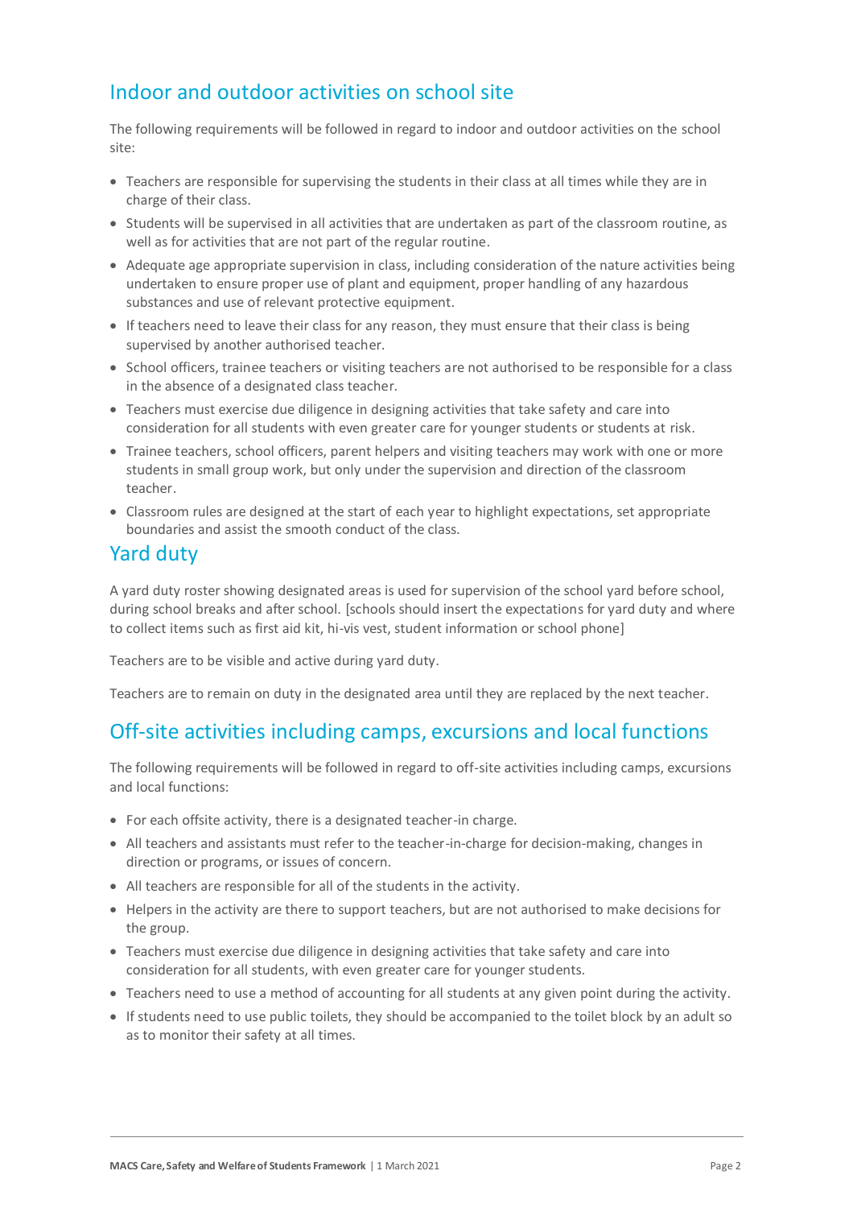## Indoor and outdoor activities on school site

The following requirements will be followed in regard to indoor and outdoor activities on the school site:

- Teachers are responsible for supervising the students in their class at all times while they are in charge of their class.
- Students will be supervised in all activities that are undertaken as part of the classroom routine, as well as for activities that are not part of the regular routine.
- Adequate age appropriate supervision in class, including consideration of the nature activities being undertaken to ensure proper use of plant and equipment, proper handling of any hazardous substances and use of relevant protective equipment.
- If teachers need to leave their class for any reason, they must ensure that their class is being supervised by another authorised teacher.
- School officers, trainee teachers or visiting teachers are not authorised to be responsible for a class in the absence of a designated class teacher.
- Teachers must exercise due diligence in designing activities that take safety and care into consideration for all students with even greater care for younger students or students at risk.
- Trainee teachers, school officers, parent helpers and visiting teachers may work with one or more students in small group work, but only under the supervision and direction of the classroom teacher.
- Classroom rules are designed at the start of each year to highlight expectations, set appropriate boundaries and assist the smooth conduct of the class.

## Yard duty

A yard duty roster showing designated areas is used for supervision of the school yard before school, during school breaks and after school. [schools should insert the expectations for yard duty and where to collect items such as first aid kit, hi-vis vest, student information or school phone]

Teachers are to be visible and active during yard duty.

Teachers are to remain on duty in the designated area until they are replaced by the next teacher.

## Off-site activities including camps, excursions and local functions

The following requirements will be followed in regard to off-site activities including camps, excursions and local functions:

- For each offsite activity, there is a designated teacher-in charge.
- All teachers and assistants must refer to the teacher-in-charge for decision-making, changes in direction or programs, or issues of concern.
- All teachers are responsible for all of the students in the activity.
- Helpers in the activity are there to support teachers, but are not authorised to make decisions for the group.
- Teachers must exercise due diligence in designing activities that take safety and care into consideration for all students, with even greater care for younger students.
- Teachers need to use a method of accounting for all students at any given point during the activity.
- If students need to use public toilets, they should be accompanied to the toilet block by an adult so as to monitor their safety at all times.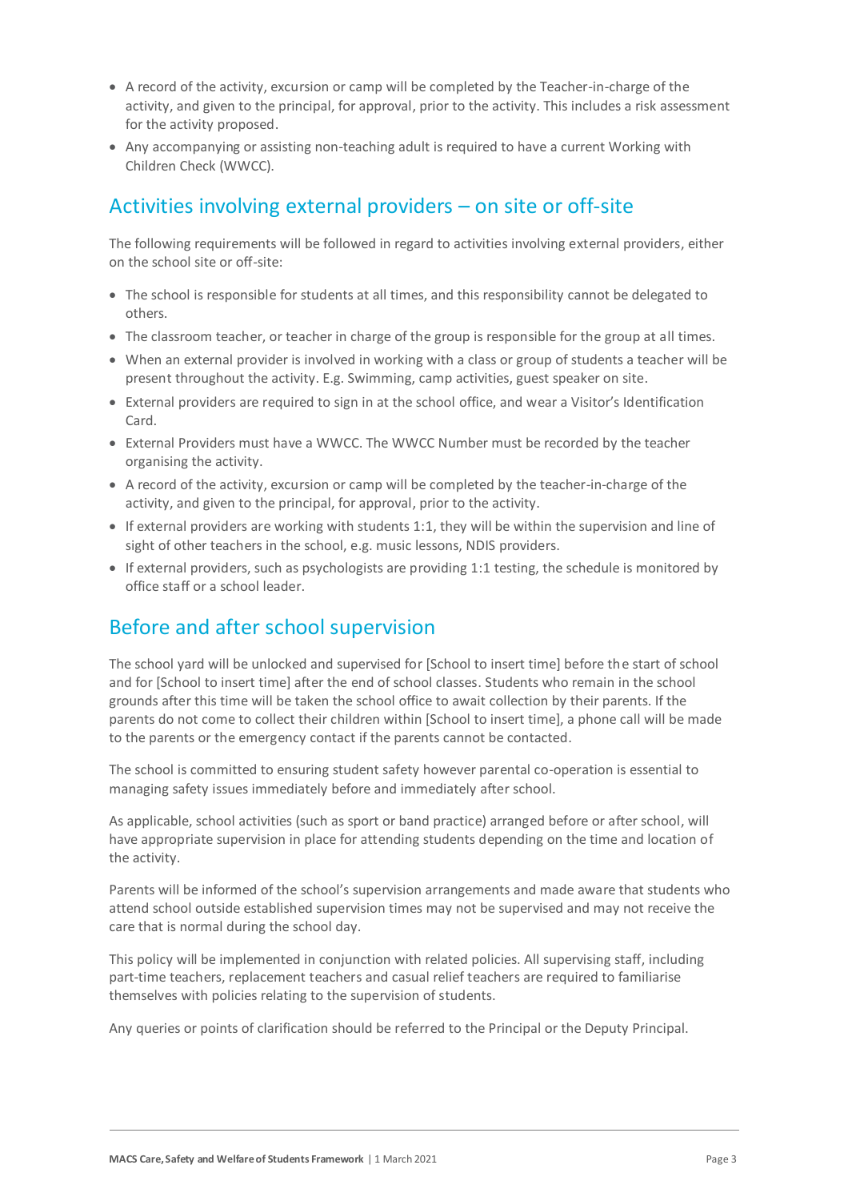- A record of the activity, excursion or camp will be completed by the Teacher-in-charge of the activity, and given to the principal, for approval, prior to the activity. This includes a risk assessment for the activity proposed.
- Any accompanying or assisting non-teaching adult is required to have a current Working with Children Check (WWCC).

## Activities involving external providers – on site or off-site

The following requirements will be followed in regard to activities involving external providers, either on the school site or off-site:

- The school is responsible for students at all times, and this responsibility cannot be delegated to others.
- The classroom teacher, or teacher in charge of the group is responsible for the group at all times.
- When an external provider is involved in working with a class or group of students a teacher will be present throughout the activity. E.g. Swimming, camp activities, guest speaker on site.
- External providers are required to sign in at the school office, and wear a Visitor's Identification Card.
- External Providers must have a WWCC. The WWCC Number must be recorded by the teacher organising the activity.
- A record of the activity, excursion or camp will be completed by the teacher-in-charge of the activity, and given to the principal, for approval, prior to the activity.
- If external providers are working with students 1:1, they will be within the supervision and line of sight of other teachers in the school, e.g. music lessons, NDIS providers.
- If external providers, such as psychologists are providing 1:1 testing, the schedule is monitored by office staff or a school leader.

## Before and after school supervision

The school yard will be unlocked and supervised for [School to insert time] before the start of school and for [School to insert time] after the end of school classes. Students who remain in the school grounds after this time will be taken the school office to await collection by their parents. If the parents do not come to collect their children within [School to insert time], a phone call will be made to the parents or the emergency contact if the parents cannot be contacted.

The school is committed to ensuring student safety however parental co-operation is essential to managing safety issues immediately before and immediately after school.

As applicable, school activities (such as sport or band practice) arranged before or after school, will have appropriate supervision in place for attending students depending on the time and location of the activity.

Parents will be informed of the school's supervision arrangements and made aware that students who attend school outside established supervision times may not be supervised and may not receive the care that is normal during the school day.

This policy will be implemented in conjunction with related policies. All supervising staff, including part-time teachers, replacement teachers and casual relief teachers are required to familiarise themselves with policies relating to the supervision of students.

Any queries or points of clarification should be referred to the Principal or the Deputy Principal.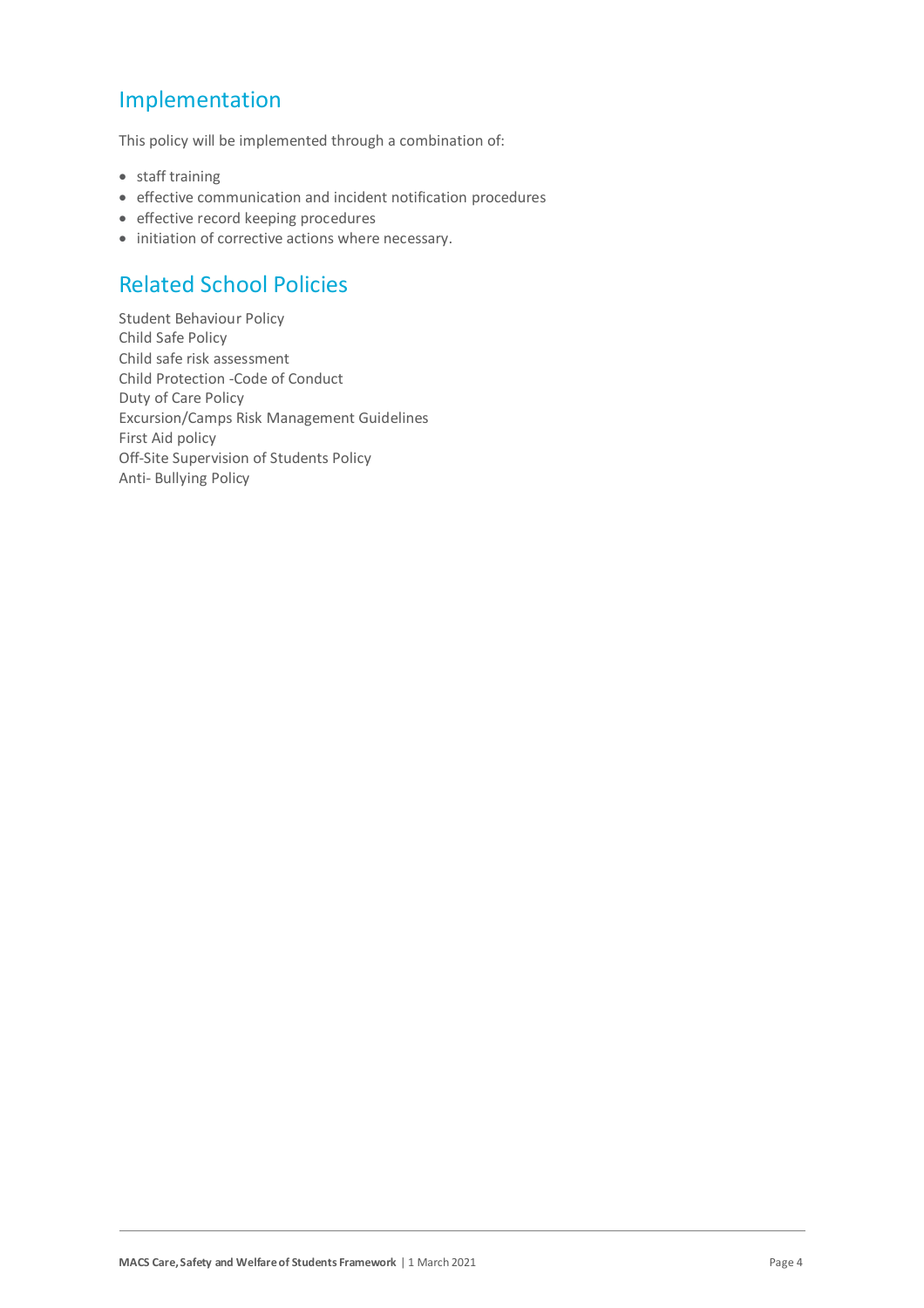## Implementation

This policy will be implemented through a combination of:

- staff training
- effective communication and incident notification procedures
- effective record keeping procedures
- initiation of corrective actions where necessary.

## Related School Policies

Student Behaviour Policy
Child Safe Policy
Child safe risk assessment
Child Protection -Code of Conduct
Duty of Care Policy
Excursion/Camps Risk Management Guidelines
First Aid policy
Off-Site Supervision of Students Policy
Anti- Bullying Policy